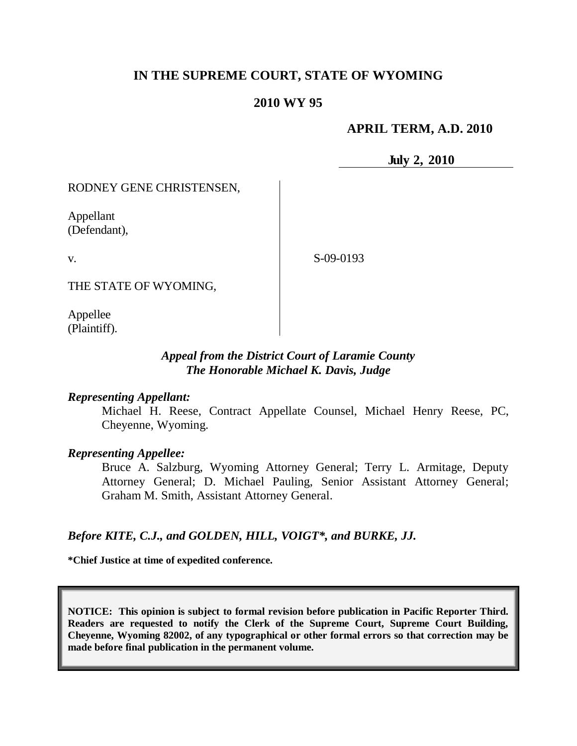# IN THE SUPREME COURT, STATE OF WYOMING

## 2010 WY 95

**APRIL TERM, A.D. 2010**

**July 2, 2010**

RODNEY GENE CHRISTENSEN,

Appellant
(Defendant),

v.

S-09-0193

THE STATE OF WYOMING,

Appellee
(Plaintiff).

***Appeal from the District Court of Laramie County***
***The Honorable Michael K. Davis, Judge***

***Representing Appellant:***

Michael H. Reese, Contract Appellate Counsel, Michael Henry Reese, PC, Cheyenne, Wyoming.

***Representing Appellee:***

Bruce A. Salzburg, Wyoming Attorney General; Terry L. Armitage, Deputy Attorney General; D. Michael Pauling, Senior Assistant Attorney General; Graham M. Smith, Assistant Attorney General.

***Before KITE, C.J., and GOLDEN, HILL, VOIGT\*, and BURKE, JJ.***

**\*Chief Justice at time of expedited conference.**

**NOTICE: This opinion is subject to formal revision before publication in Pacific Reporter Third. Readers are requested to notify the Clerk of the Supreme Court, Supreme Court Building, Cheyenne, Wyoming 82002, of any typographical or other formal errors so that correction may be made before final publication in the permanent volume.**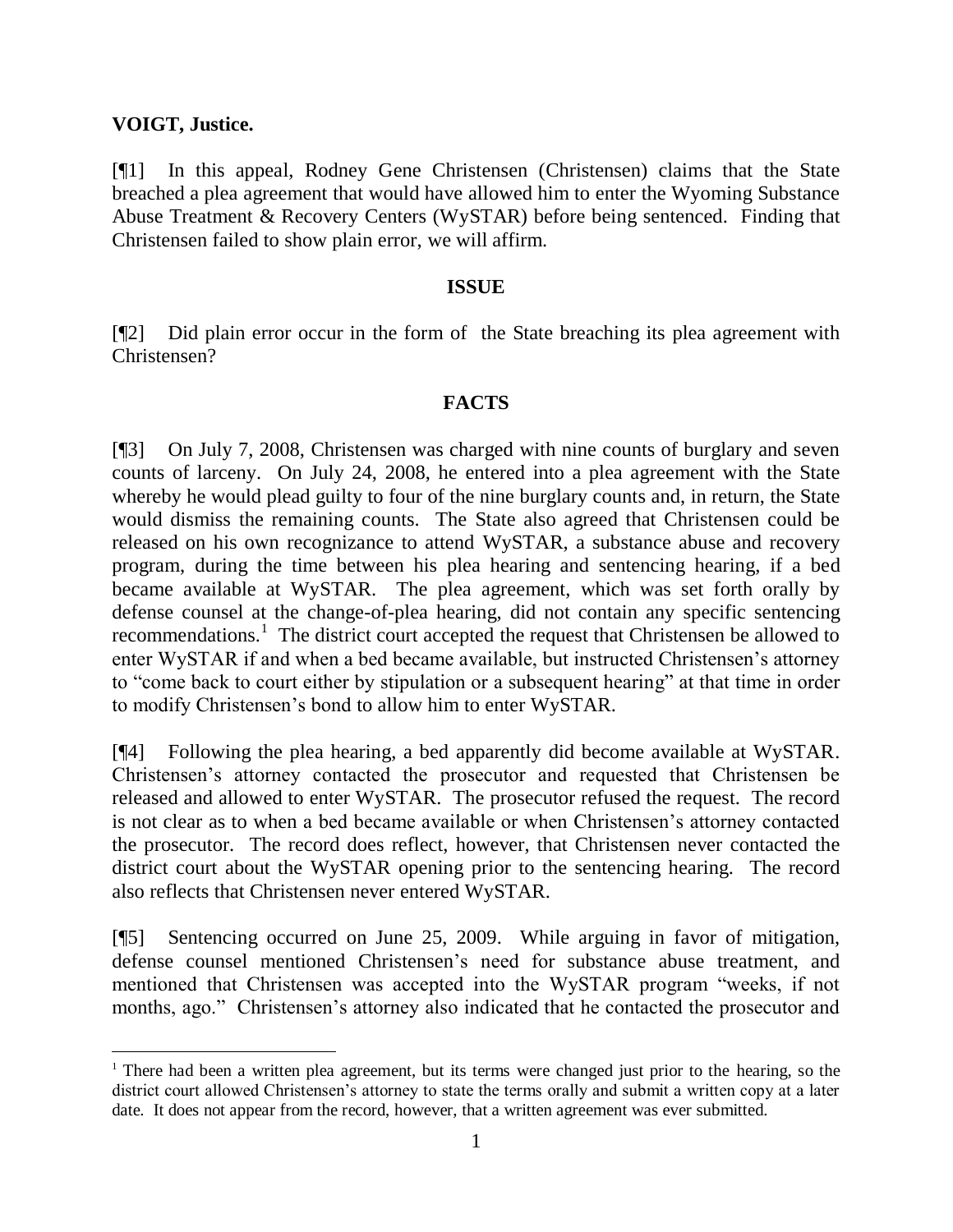**VOIGT, Justice.**

[¶1] In this appeal, Rodney Gene Christensen (Christensen) claims that the State breached a plea agreement that would have allowed him to enter the Wyoming Substance Abuse Treatment & Recovery Centers (WySTAR) before being sentenced. Finding that Christensen failed to show plain error, we will affirm.

## ISSUE

[¶2] Did plain error occur in the form of the State breaching its plea agreement with Christensen?

## FACTS

[¶3] On July 7, 2008, Christensen was charged with nine counts of burglary and seven counts of larceny. On July 24, 2008, he entered into a plea agreement with the State whereby he would plead guilty to four of the nine burglary counts and, in return, the State would dismiss the remaining counts. The State also agreed that Christensen could be released on his own recognizance to attend WySTAR, a substance abuse and recovery program, during the time between his plea hearing and sentencing hearing, if a bed became available at WySTAR. The plea agreement, which was set forth orally by defense counsel at the change-of-plea hearing, did not contain any specific sentencing recommendations.[1] The district court accepted the request that Christensen be allowed to enter WySTAR if and when a bed became available, but instructed Christensen's attorney to "come back to court either by stipulation or a subsequent hearing" at that time in order to modify Christensen's bond to allow him to enter WySTAR.

[¶4] Following the plea hearing, a bed apparently did become available at WySTAR. Christensen's attorney contacted the prosecutor and requested that Christensen be released and allowed to enter WySTAR. The prosecutor refused the request. The record is not clear as to when a bed became available or when Christensen's attorney contacted the prosecutor. The record does reflect, however, that Christensen never contacted the district court about the WySTAR opening prior to the sentencing hearing. The record also reflects that Christensen never entered WySTAR.

[¶5] Sentencing occurred on June 25, 2009. While arguing in favor of mitigation, defense counsel mentioned Christensen's need for substance abuse treatment, and mentioned that Christensen was accepted into the WySTAR program "weeks, if not months, ago." Christensen's attorney also indicated that he contacted the prosecutor and

[1] There had been a written plea agreement, but its terms were changed just prior to the hearing, so the district court allowed Christensen's attorney to state the terms orally and submit a written copy at a later date. It does not appear from the record, however, that a written agreement was ever submitted.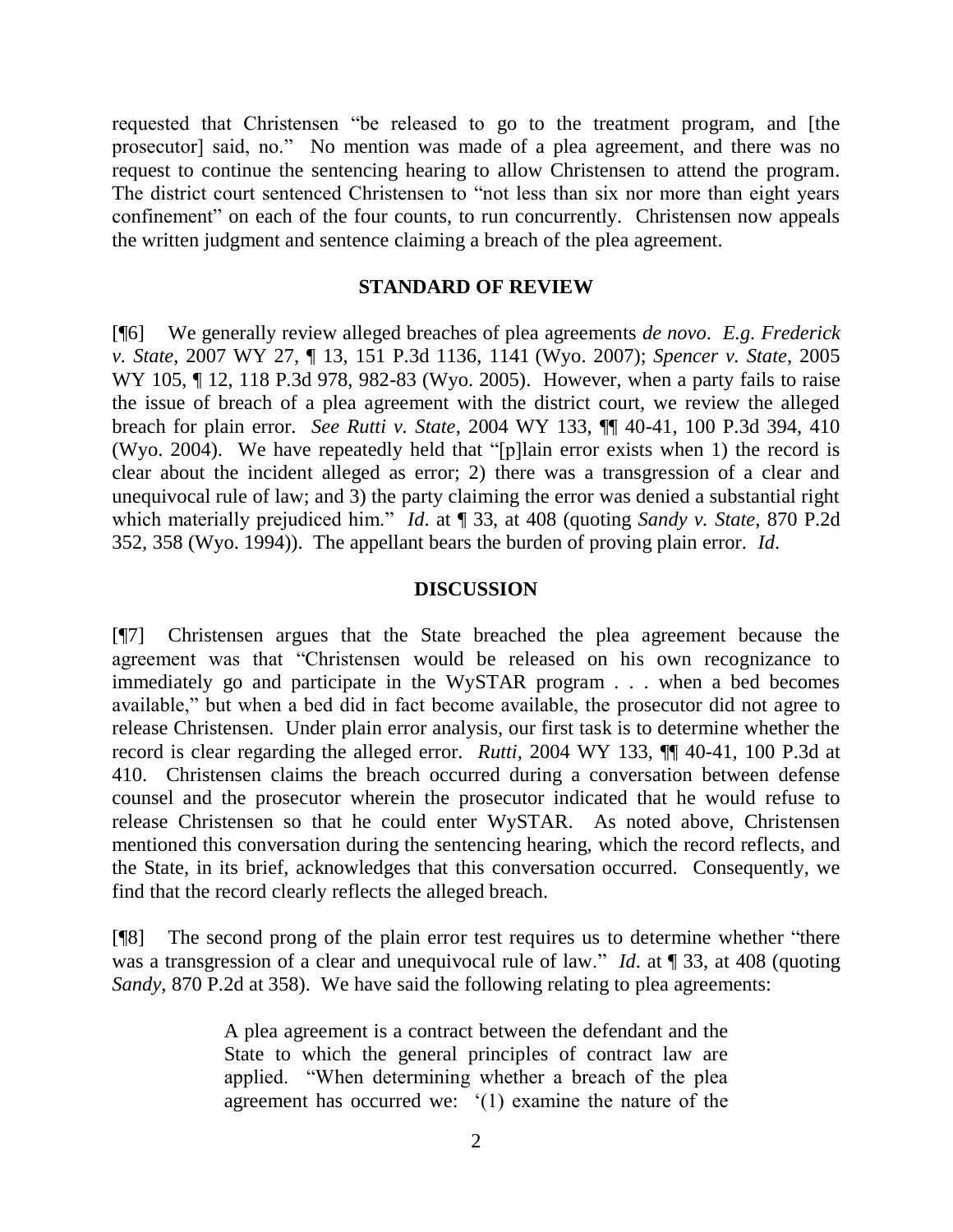requested that Christensen "be released to go to the treatment program, and [the prosecutor] said, no." No mention was made of a plea agreement, and there was no request to continue the sentencing hearing to allow Christensen to attend the program. The district court sentenced Christensen to "not less than six nor more than eight years confinement" on each of the four counts, to run concurrently. Christensen now appeals the written judgment and sentence claiming a breach of the plea agreement.

## STANDARD OF REVIEW

[¶6] We generally review alleged breaches of plea agreements *de novo*. *E.g. Frederick v. State*, 2007 WY 27, ¶ 13, 151 P.3d 1136, 1141 (Wyo. 2007); *Spencer v. State*, 2005 WY 105, ¶ 12, 118 P.3d 978, 982-83 (Wyo. 2005). However, when a party fails to raise the issue of breach of a plea agreement with the district court, we review the alleged breach for plain error. *See Rutti v. State*, 2004 WY 133, ¶¶ 40-41, 100 P.3d 394, 410 (Wyo. 2004). We have repeatedly held that "[p]lain error exists when 1) the record is clear about the incident alleged as error; 2) there was a transgression of a clear and unequivocal rule of law; and 3) the party claiming the error was denied a substantial right which materially prejudiced him." *Id*. at ¶ 33, at 408 (quoting *Sandy v. State*, 870 P.2d 352, 358 (Wyo. 1994)). The appellant bears the burden of proving plain error. *Id*.

## DISCUSSION

[¶7] Christensen argues that the State breached the plea agreement because the agreement was that "Christensen would be released on his own recognizance to immediately go and participate in the WySTAR program . . . when a bed becomes available," but when a bed did in fact become available, the prosecutor did not agree to release Christensen. Under plain error analysis, our first task is to determine whether the record is clear regarding the alleged error. *Rutti*, 2004 WY 133, ¶¶ 40-41, 100 P.3d at 410. Christensen claims the breach occurred during a conversation between defense counsel and the prosecutor wherein the prosecutor indicated that he would refuse to release Christensen so that he could enter WySTAR. As noted above, Christensen mentioned this conversation during the sentencing hearing, which the record reflects, and the State, in its brief, acknowledges that this conversation occurred. Consequently, we find that the record clearly reflects the alleged breach.

[¶8] The second prong of the plain error test requires us to determine whether "there was a transgression of a clear and unequivocal rule of law." *Id*. at ¶ 33, at 408 (quoting *Sandy*, 870 P.2d at 358). We have said the following relating to plea agreements:

> A plea agreement is a contract between the defendant and the State to which the general principles of contract law are applied. "When determining whether a breach of the plea agreement has occurred we: '(1) examine the nature of the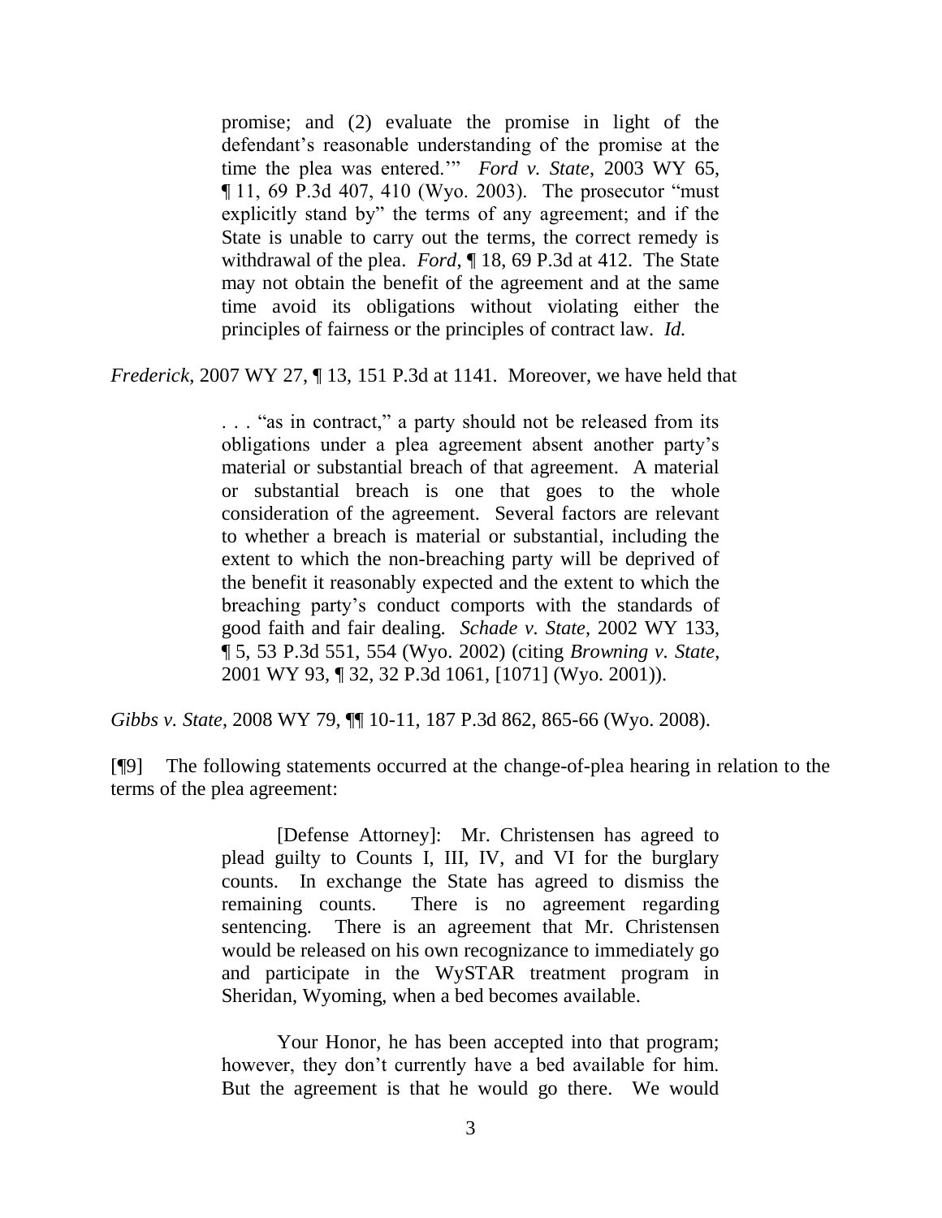> promise; and (2) evaluate the promise in light of the defendant's reasonable understanding of the promise at the time the plea was entered.'" *Ford v. State*, 2003 WY 65, ¶ 11, 69 P.3d 407, 410 (Wyo. 2003). The prosecutor "must explicitly stand by" the terms of any agreement; and if the State is unable to carry out the terms, the correct remedy is withdrawal of the plea. *Ford*, ¶ 18, 69 P.3d at 412. The State may not obtain the benefit of the agreement and at the same time avoid its obligations without violating either the principles of fairness or the principles of contract law. *Id.*

*Frederick*, 2007 WY 27, ¶ 13, 151 P.3d at 1141. Moreover, we have held that

> . . . "as in contract," a party should not be released from its obligations under a plea agreement absent another party's material or substantial breach of that agreement. A material or substantial breach is one that goes to the whole consideration of the agreement. Several factors are relevant to whether a breach is material or substantial, including the extent to which the non-breaching party will be deprived of the benefit it reasonably expected and the extent to which the breaching party's conduct comports with the standards of good faith and fair dealing. *Schade v. State*, 2002 WY 133, ¶ 5, 53 P.3d 551, 554 (Wyo. 2002) (citing *Browning v. State*, 2001 WY 93, ¶ 32, 32 P.3d 1061, [1071] (Wyo. 2001)).

*Gibbs v. State*, 2008 WY 79, ¶¶ 10-11, 187 P.3d 862, 865-66 (Wyo. 2008).

[¶9] The following statements occurred at the change-of-plea hearing in relation to the terms of the plea agreement:

> [Defense Attorney]: Mr. Christensen has agreed to plead guilty to Counts I, III, IV, and VI for the burglary counts. In exchange the State has agreed to dismiss the remaining counts. There is no agreement regarding sentencing. There is an agreement that Mr. Christensen would be released on his own recognizance to immediately go and participate in the WySTAR treatment program in Sheridan, Wyoming, when a bed becomes available.
>
> Your Honor, he has been accepted into that program; however, they don't currently have a bed available for him. But the agreement is that he would go there. We would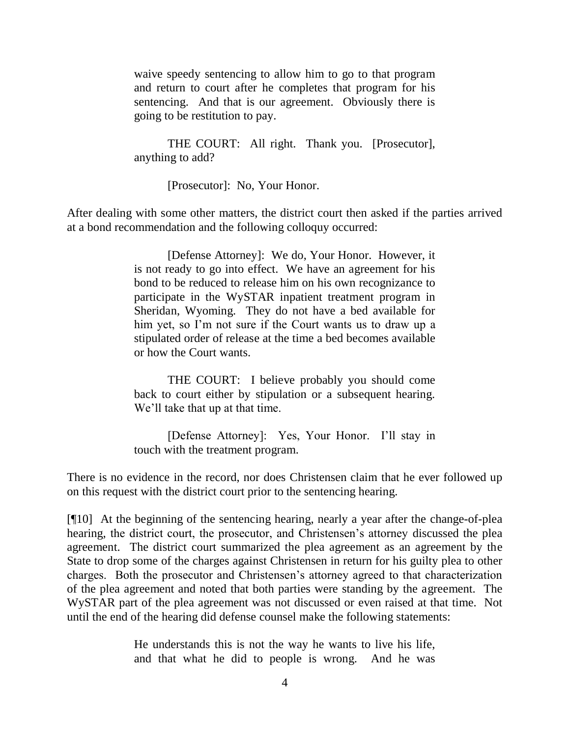> waive speedy sentencing to allow him to go to that program and return to court after he completes that program for his sentencing. And that is our agreement. Obviously there is going to be restitution to pay.
>
> THE COURT: All right. Thank you. [Prosecutor], anything to add?
>
> [Prosecutor]: No, Your Honor.

After dealing with some other matters, the district court then asked if the parties arrived at a bond recommendation and the following colloquy occurred:

> [Defense Attorney]: We do, Your Honor. However, it is not ready to go into effect. We have an agreement for his bond to be reduced to release him on his own recognizance to participate in the WySTAR inpatient treatment program in Sheridan, Wyoming. They do not have a bed available for him yet, so I'm not sure if the Court wants us to draw up a stipulated order of release at the time a bed becomes available or how the Court wants.
>
> THE COURT: I believe probably you should come back to court either by stipulation or a subsequent hearing. We'll take that up at that time.
>
> [Defense Attorney]: Yes, Your Honor. I'll stay in touch with the treatment program.

There is no evidence in the record, nor does Christensen claim that he ever followed up on this request with the district court prior to the sentencing hearing.

[¶10] At the beginning of the sentencing hearing, nearly a year after the change-of-plea hearing, the district court, the prosecutor, and Christensen's attorney discussed the plea agreement. The district court summarized the plea agreement as an agreement by the State to drop some of the charges against Christensen in return for his guilty plea to other charges. Both the prosecutor and Christensen's attorney agreed to that characterization of the plea agreement and noted that both parties were standing by the agreement. The WySTAR part of the plea agreement was not discussed or even raised at that time. Not until the end of the hearing did defense counsel make the following statements:

> He understands this is not the way he wants to live his life, and that what he did to people is wrong. And he was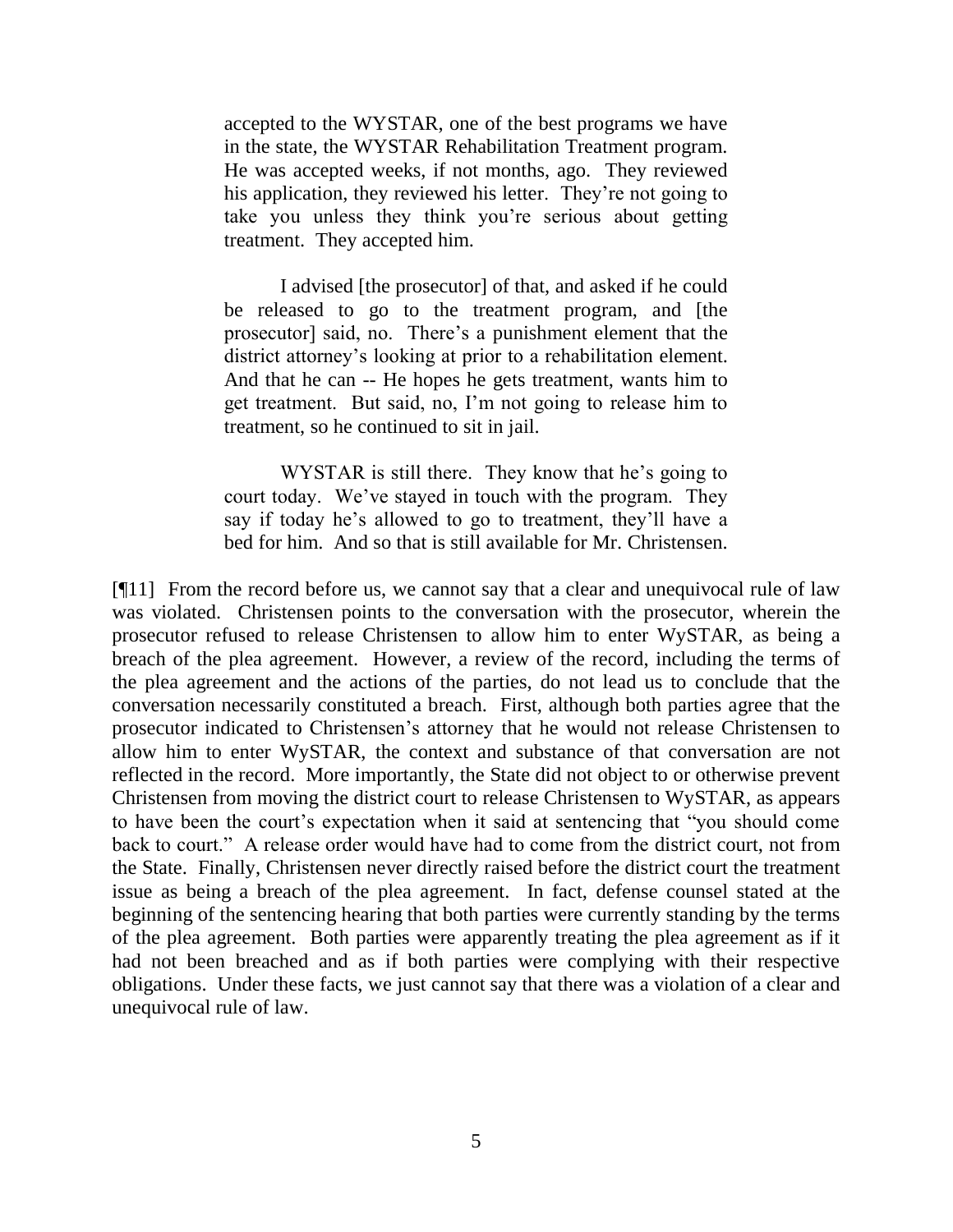> accepted to the WYSTAR, one of the best programs we have in the state, the WYSTAR Rehabilitation Treatment program. He was accepted weeks, if not months, ago. They reviewed his application, they reviewed his letter. They're not going to take you unless they think you're serious about getting treatment. They accepted him.
>
> I advised [the prosecutor] of that, and asked if he could be released to go to the treatment program, and [the prosecutor] said, no. There's a punishment element that the district attorney's looking at prior to a rehabilitation element. And that he can -- He hopes he gets treatment, wants him to get treatment. But said, no, I'm not going to release him to treatment, so he continued to sit in jail.
>
> WYSTAR is still there. They know that he's going to court today. We've stayed in touch with the program. They say if today he's allowed to go to treatment, they'll have a bed for him. And so that is still available for Mr. Christensen.

[¶11] From the record before us, we cannot say that a clear and unequivocal rule of law was violated. Christensen points to the conversation with the prosecutor, wherein the prosecutor refused to release Christensen to allow him to enter WySTAR, as being a breach of the plea agreement. However, a review of the record, including the terms of the plea agreement and the actions of the parties, do not lead us to conclude that the conversation necessarily constituted a breach. First, although both parties agree that the prosecutor indicated to Christensen's attorney that he would not release Christensen to allow him to enter WySTAR, the context and substance of that conversation are not reflected in the record. More importantly, the State did not object to or otherwise prevent Christensen from moving the district court to release Christensen to WySTAR, as appears to have been the court's expectation when it said at sentencing that "you should come back to court." A release order would have had to come from the district court, not from the State. Finally, Christensen never directly raised before the district court the treatment issue as being a breach of the plea agreement. In fact, defense counsel stated at the beginning of the sentencing hearing that both parties were currently standing by the terms of the plea agreement. Both parties were apparently treating the plea agreement as if it had not been breached and as if both parties were complying with their respective obligations. Under these facts, we just cannot say that there was a violation of a clear and unequivocal rule of law.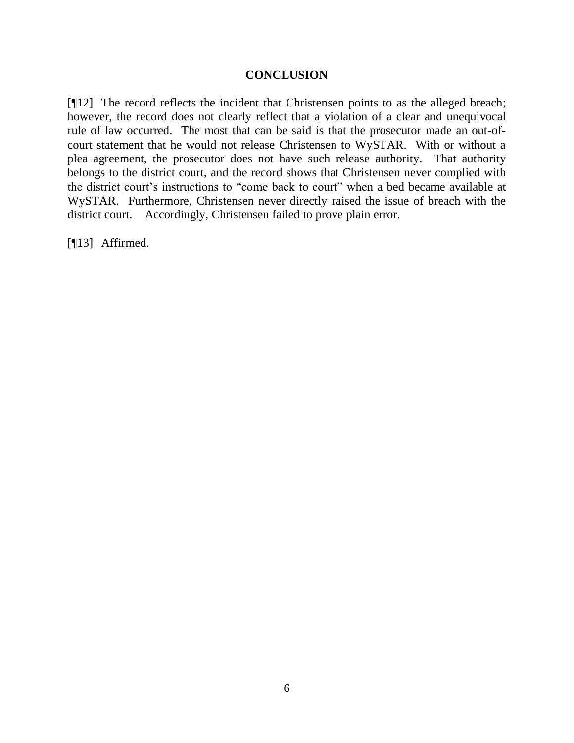## CONCLUSION

[¶12] The record reflects the incident that Christensen points to as the alleged breach; however, the record does not clearly reflect that a violation of a clear and unequivocal rule of law occurred. The most that can be said is that the prosecutor made an out-of-court statement that he would not release Christensen to WySTAR. With or without a plea agreement, the prosecutor does not have such release authority. That authority belongs to the district court, and the record shows that Christensen never complied with the district court's instructions to "come back to court" when a bed became available at WySTAR. Furthermore, Christensen never directly raised the issue of breach with the district court. Accordingly, Christensen failed to prove plain error.

[¶13] Affirmed.